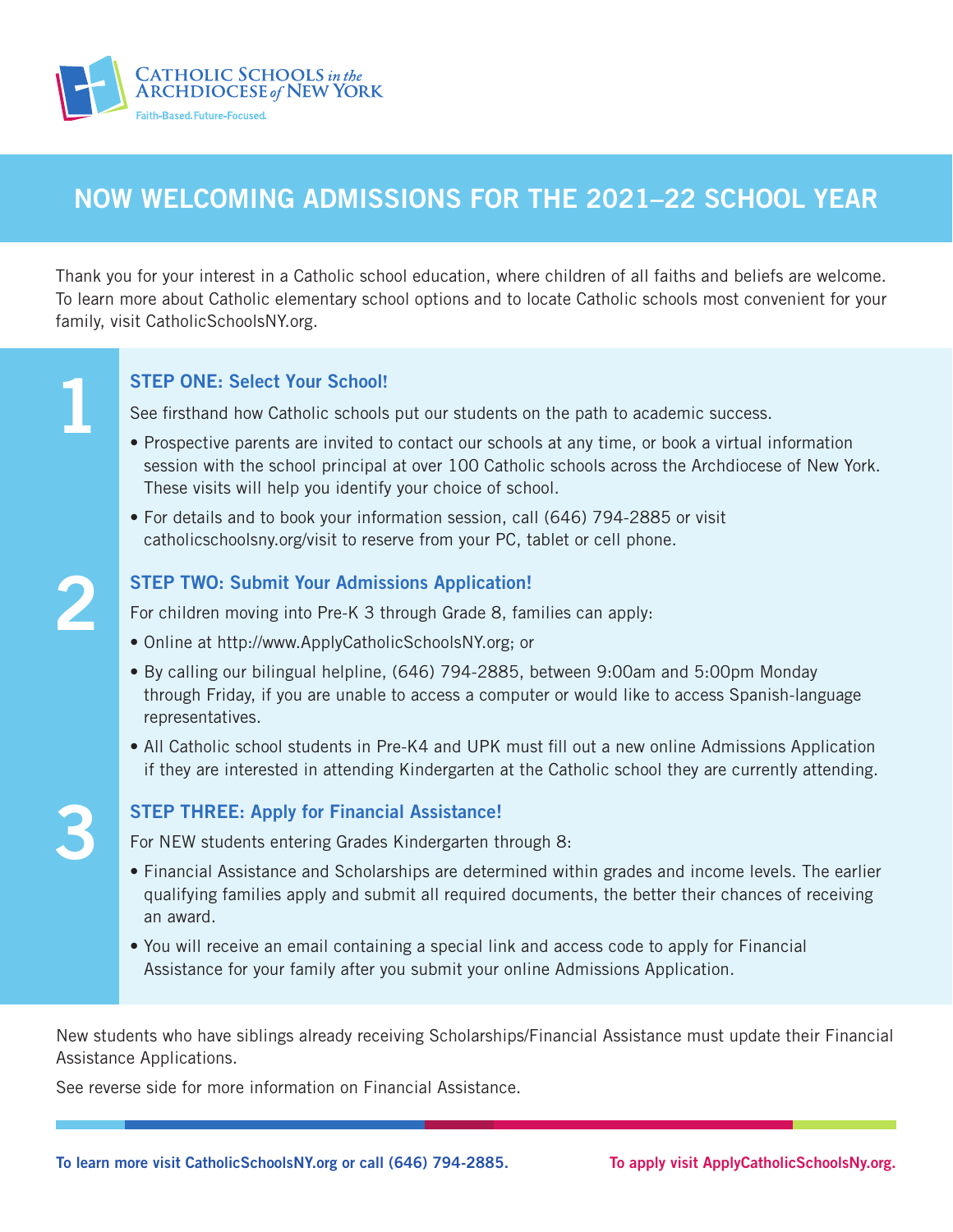**CATHOLIC SCHOOLS** *in the* **ARCHDIOCESE** *of* **NEW YORK**

Faith-Based. Future-Focused.

# NOW WELCOMING ADMISSIONS FOR THE 2021–22 SCHOOL YEAR

Thank you for your interest in a Catholic school education, where children of all faiths and beliefs are welcome. To learn more about Catholic elementary school options and to locate Catholic schools most convenient for your family, visit CatholicSchoolsNY.org.

## 1 STEP ONE: Select Your School!

See firsthand how Catholic schools put our students on the path to academic success.

- Prospective parents are invited to contact our schools at any time, or book a virtual information session with the school principal at over 100 Catholic schools across the Archdiocese of New York. These visits will help you identify your choice of school.
- For details and to book your information session, call (646) 794-2885 or visit catholicschoolsny.org/visit to reserve from your PC, tablet or cell phone.

## 2 STEP TWO: Submit Your Admissions Application!

For children moving into Pre-K 3 through Grade 8, families can apply:

- Online at http://www.ApplyCatholicSchoolsNY.org; or
- By calling our bilingual helpline, (646) 794-2885, between 9:00am and 5:00pm Monday through Friday, if you are unable to access a computer or would like to access Spanish-language representatives.
- All Catholic school students in Pre-K4 and UPK must fill out a new online Admissions Application if they are interested in attending Kindergarten at the Catholic school they are currently attending.

## 3 STEP THREE: Apply for Financial Assistance!

For NEW students entering Grades Kindergarten through 8:

- Financial Assistance and Scholarships are determined within grades and income levels. The earlier qualifying families apply and submit all required documents, the better their chances of receiving an award.
- You will receive an email containing a special link and access code to apply for Financial Assistance for your family after you submit your online Admissions Application.

New students who have siblings already receiving Scholarships/Financial Assistance must update their Financial Assistance Applications.

See reverse side for more information on Financial Assistance.

**To learn more visit CatholicSchoolsNY.org or call (646) 794-2885.** **To apply visit ApplyCatholicSchoolsNy.org.**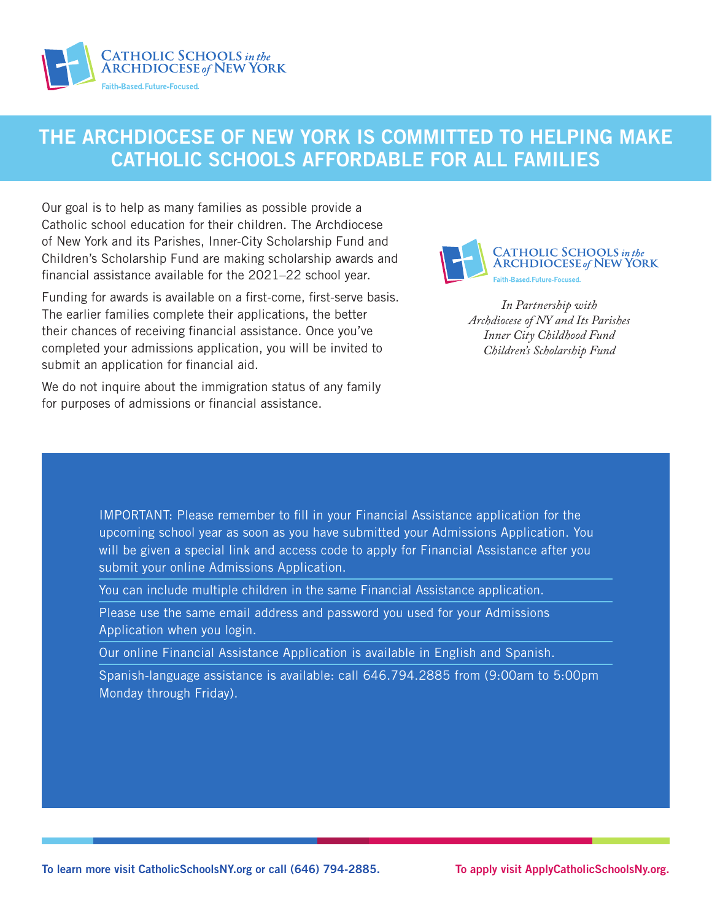CATHOLIC SCHOOLS *in the* ARCHDIOCESE *of* NEW YORK
Faith-Based. Future-Focused.

# THE ARCHDIOCESE OF NEW YORK IS COMMITTED TO HELPING MAKE CATHOLIC SCHOOLS AFFORDABLE FOR ALL FAMILIES

Our goal is to help as many families as possible provide a Catholic school education for their children. The Archdiocese of New York and its Parishes, Inner-City Scholarship Fund and Children's Scholarship Fund are making scholarship awards and financial assistance available for the 2021–22 school year.

Funding for awards is available on a first-come, first-serve basis. The earlier families complete their applications, the better their chances of receiving financial assistance. Once you've completed your admissions application, you will be invited to submit an application for financial aid.

We do not inquire about the immigration status of any family for purposes of admissions or financial assistance.

CATHOLIC SCHOOLS *in the* ARCHDIOCESE *of* NEW YORK
Faith-Based. Future-Focused.

*In Partnership with*
*Archdiocese of NY and Its Parishes*
*Inner City Childhood Fund*
*Children's Scholarship Fund*

IMPORTANT: Please remember to fill in your Financial Assistance application for the upcoming school year as soon as you have submitted your Admissions Application. You will be given a special link and access code to apply for Financial Assistance after you submit your online Admissions Application.

You can include multiple children in the same Financial Assistance application.

Please use the same email address and password you used for your Admissions Application when you login.

Our online Financial Assistance Application is available in English and Spanish.

Spanish-language assistance is available: call 646.794.2885 from (9:00am to 5:00pm Monday through Friday).

**To learn more visit CatholicSchoolsNY.org or call (646) 794-2885.**

**To apply visit ApplyCatholicSchoolsNy.org.**